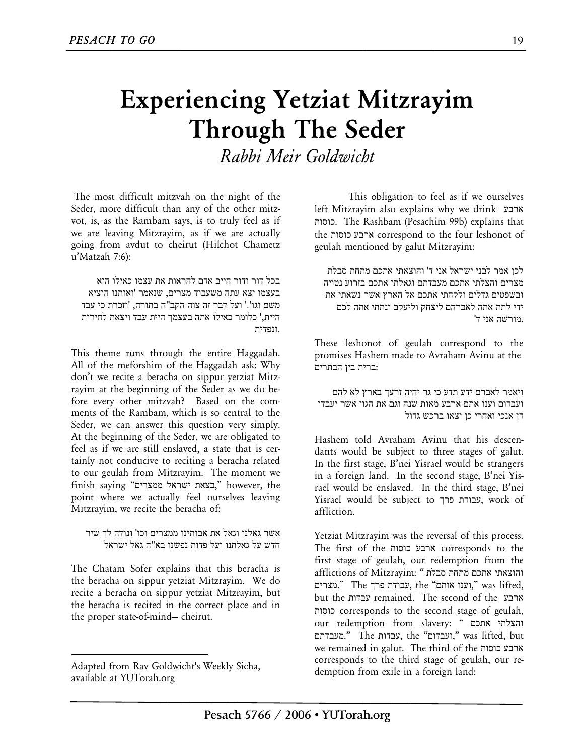# Experiencing Yetziat Mitzrayim Through The Seder

*Rabbi Meir Goldwicht*

The most difficult mitzvah on the night of the Seder, more difficult than any of the other mitzvot, is, as the Rambam says, is to truly feel as if we are leaving Mitzrayim, as if we are actually going from avdut to cheirut (Hilchot Chametz u'Matzah 7:6):

> בכל דור ודור חייב אדם להראות את עצמו כאילו הוא בעצמו יצא עתה משעבוד מצרים, שנאמר 'ואותנו הוציא משם וגו'.' ועל דבר זה צוה הקב"ה בתורה, 'וזכרת כי עבד היית,' כלומר כאילו אתה בעצמך היית עבד ויצאת לחירות ונפדית.

This theme runs through the entire Haggadah. All of the meforshim of the Haggadah ask: Why don't we recite a beracha on sippur yetziat Mitzrayim at the beginning of the Seder as we do before every other mitzvah? Based on the comments of the Rambam, which is so central to the Seder, we can answer this question very simply. At the beginning of the Seder, we are obligated to feel as if we are still enslaved, a state that is certainly not conducive to reciting a beracha related to our geulah from Mitzrayim. The moment we finish saying "בצאת ישראל ממצרים," however, the point where we actually feel ourselves leaving Mitzrayim, we recite the beracha of:

> אשר גאלנו וגאל את אבותינו ממצרים וכו' ונודה לך שיר חדש על גאלתנו ועל פדות נפשנו בא"ה גאל ישראל

The Chatam Sofer explains that this beracha is the beracha on sippur yetziat Mitzrayim. We do recite a beracha on sippur yetziat Mitzrayim, but the beracha is recited in the correct place and in the proper state-of-mind– cheirut.

Adapted from Rav Goldwicht's Weekly Sicha, available at YUTorah.org

This obligation to feel as if we ourselves left Mitzrayim also explains why we drink ארבע כוסות. The Rashbam (Pesachim 99b) explains that the ארבע כוסות correspond to the four leshonot of geulah mentioned by galut Mitzrayim:

> לכן אמר לבני ישראל אני ד' והוצאתי אתכם מתחת סבלת מצרים והצלתי אתכם מעבדתם וגאלתי אתכם בזרוע נטויה ובשפטים גדלים ולקחתי אתכם אל הארץ אשר נשאתי את ידי לתת אתה לאברהם ליצחק וליעקב ונתתי אתה לכם מורשה אני ד'.

These leshonot of geulah correspond to the promises Hashem made to Avraham Avinu at the ברית בין הבתרים:

> ויאמר לאברם ידע תדע כי גר יהיה זרעך בארץ לא להם ועבדום וענו אתם ארבע מאות שנה וגם את הגוי אשר יעבדו דן אנכי ואחרי כן יצאו ברכש גדול

Hashem told Avraham Avinu that his descendants would be subject to three stages of galut. In the first stage, B'nei Yisrael would be strangers in a foreign land. In the second stage, B'nei Yisrael would be enslaved. In the third stage, B'nei Yisrael would be subject to עבודת פרך, work of affliction.

Yetziat Mitzrayim was the reversal of this process. The first of the ארבע כוסות corresponds to the first stage of geulah, our redemption from the afflictions of Mitzrayim: "והוצאתי אתכם מתחת סבלת מצרים." The עבודת פרך, the "וענו אותם," was lifted, but the עבדות remained. The second of the ארבע כוסות corresponds to the second stage of geulah, our redemption from slavery: "והצלתי אתכם מעבדתם." The עבדות, the "ועבדום," was lifted, but we remained in galut. The third of the ארבע כוסות corresponds to the third stage of geulah, our redemption from exile in a foreign land: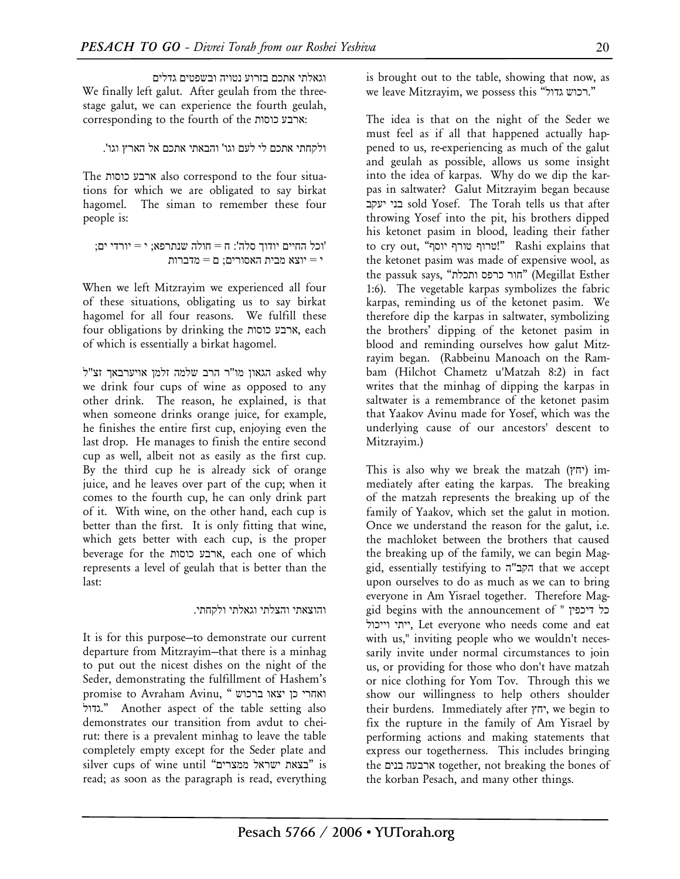וגאלתי אתכם בזרוע נטויה ובשפטים גדלים

We finally left galut. After geulah from the three-stage galut, we can experience the fourth geulah, corresponding to the fourth of the ארבע כוסות:

ולקחתי אתכם לי לעם וגו' והבאתי אתכם אל הארץ וגו'.

The ארבע כוסות also correspond to the four situations for which we are obligated to say birkat hagomel. The siman to remember these four people is:

'וכל החיים יודוך סלה': ח = חולה שנתרפא; י = יורדי ים; י = יוצא מבית האסורים; ם = מדברות

When we left Mitzrayim we experienced all four of these situations, obligating us to say birkat hagomel for all four reasons. We fulfill these four obligations by drinking the ארבע כוסות, each of which is essentially a birkat hagomel.

הגאון מו"ר הרב שלמה זלמן אויערבאך זצ"ל asked why we drink four cups of wine as opposed to any other drink. The reason, he explained, is that when someone drinks orange juice, for example, he finishes the entire first cup, enjoying even the last drop. He manages to finish the entire second cup as well, albeit not as easily as the first cup. By the third cup he is already sick of orange juice, and he leaves over part of the cup; when it comes to the fourth cup, he can only drink part of it. With wine, on the other hand, each cup is better than the first. It is only fitting that wine, which gets better with each cup, is the proper beverage for the ארבע כוסות, each one of which represents a level of geulah that is better than the last:

והוצאתי והצלתי וגאלתי ולקחתי.

It is for this purpose—to demonstrate our current departure from Mitzrayim—that there is a minhag to put out the nicest dishes on the night of the Seder, demonstrating the fulfillment of Hashem's promise to Avraham Avinu, "ואחרי כן יצאו ברכוש גדול." Another aspect of the table setting also demonstrates our transition from avdut to cheirut: there is a prevalent minhag to leave the table completely empty except for the Seder plate and silver cups of wine until "בצאת ישראל ממצרים" is read; as soon as the paragraph is read, everything is brought out to the table, showing that now, as we leave Mitzrayim, we possess this "רכוש גדול."

The idea is that on the night of the Seder we must feel as if all that happened actually happened to us, re-experiencing as much of the galut and geulah as possible, allows us some insight into the idea of karpas. Why do we dip the karpas in saltwater? Galut Mitzrayim began because בני יעקב sold Yosef. The Torah tells us that after throwing Yosef into the pit, his brothers dipped his ketonet pasim in blood, leading their father to cry out, "טרוף טורף יוסף!" Rashi explains that the ketonet pasim was made of expensive wool, as the passuk says, "חור כרפס ותכלת" (Megillat Esther 1:6). The vegetable karpas symbolizes the fabric karpas, reminding us of the ketonet pasim. We therefore dip the karpas in saltwater, symbolizing the brothers' dipping of the ketonet pasim in blood and reminding ourselves how galut Mitzrayim began. (Rabbeinu Manoach on the Rambam (Hilchot Chametz u'Matzah 8:2) in fact writes that the minhag of dipping the karpas in saltwater is a remembrance of the ketonet pasim that Yaakov Avinu made for Yosef, which was the underlying cause of our ancestors' descent to Mitzrayim.)

This is also why we break the matzah (יחץ) immediately after eating the karpas. The breaking of the matzah represents the breaking up of the family of Yaakov, which set the galut in motion. Once we understand the reason for the galut, i.e. the machloket between the brothers that caused the breaking up of the family, we can begin Maggid, essentially testifying to הקב"ה that we accept upon ourselves to do as much as we can to bring everyone in Am Yisrael together. Therefore Maggid begins with the announcement of "כל דיכפין ייתי וייכול, Let everyone who needs come and eat with us," inviting people who we wouldn't necessarily invite under normal circumstances to join us, or providing for those who don't have matzah or nice clothing for Yom Tov. Through this we show our willingness to help others shoulder their burdens. Immediately after יחץ, we begin to fix the rupture in the family of Am Yisrael by performing actions and making statements that express our togetherness. This includes bringing the ארבעה בנים together, not breaking the bones of the korban Pesach, and many other things.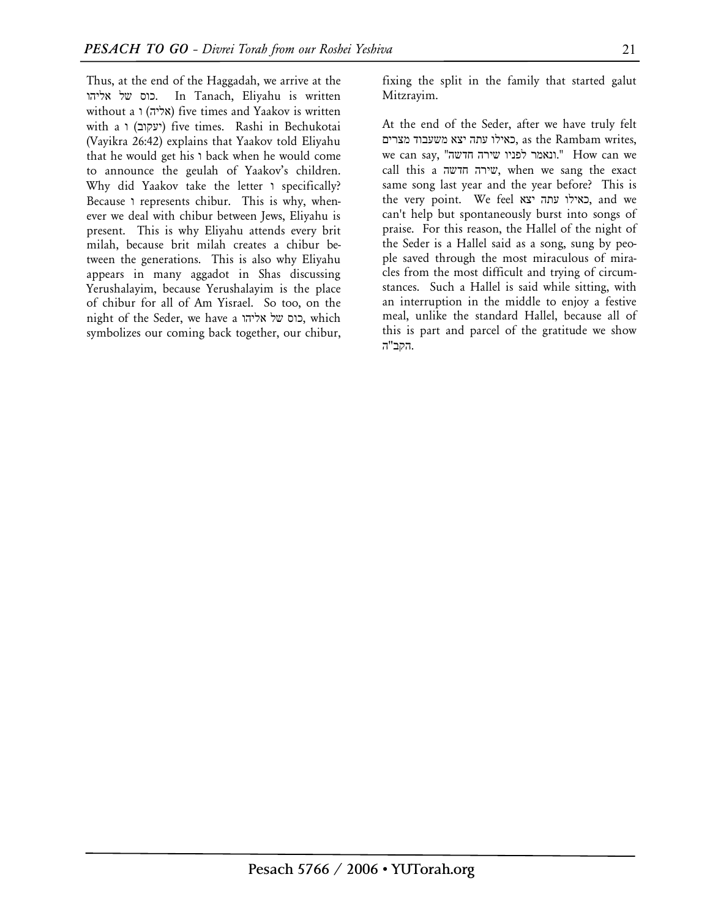Thus, at the end of the Haggadah, we arrive at the כוס של אליהו. In Tanach, Eliyahu is written without a ו (אליה) five times and Yaakov is written with a ו (יעקוב) five times. Rashi in Bechukotai (Vayikra 26:42) explains that Yaakov told Eliyahu that he would get his ו back when he would come to announce the geulah of Yaakov's children. Why did Yaakov take the letter ו specifically? Because ו represents chibur. This is why, whenever we deal with chibur between Jews, Eliyahu is present. This is why Eliyahu attends every brit milah, because brit milah creates a chibur between the generations. This is also why Eliyahu appears in many aggadot in Shas discussing Yerushalayim, because Yerushalayim is the place of chibur for all of Am Yisrael. So too, on the night of the Seder, we have a כוס של אליהו, which symbolizes our coming back together, our chibur, fixing the split in the family that started galut Mitzrayim.

At the end of the Seder, after we have truly felt כאילו עתה יצא משעבוד מצרים, as the Rambam writes, we can say, "ונאמר לפניו שירה חדשה." How can we call this a שירה חדשה, when we sang the exact same song last year and the year before? This is the very point. We feel כאילו עתה יצא, and we can't help but spontaneously burst into songs of praise. For this reason, the Hallel of the night of the Seder is a Hallel said as a song, sung by people saved through the most miraculous of miracles from the most difficult and trying of circumstances. Such a Hallel is said while sitting, with an interruption in the middle to enjoy a festive meal, unlike the standard Hallel, because all of this is part and parcel of the gratitude we show הקב"ה.